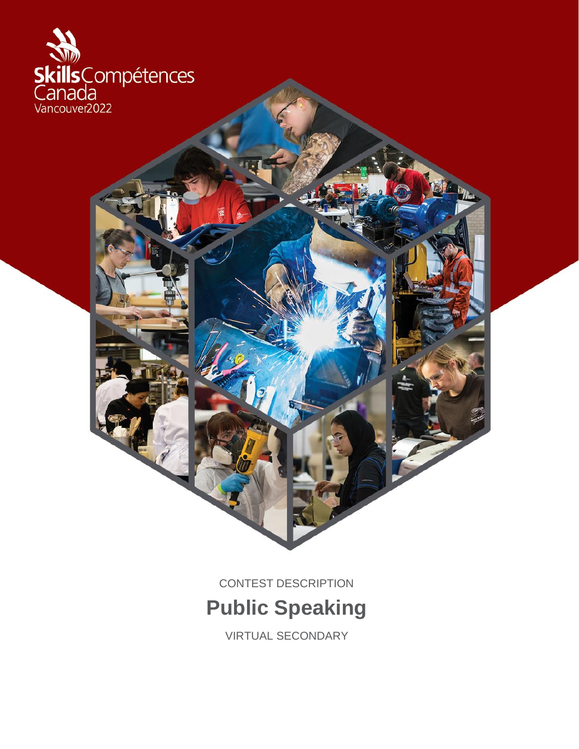Skills Compétences Canada

Vancouver2022

CONTEST DESCRIPTION

# Public Speaking

VIRTUAL SECONDARY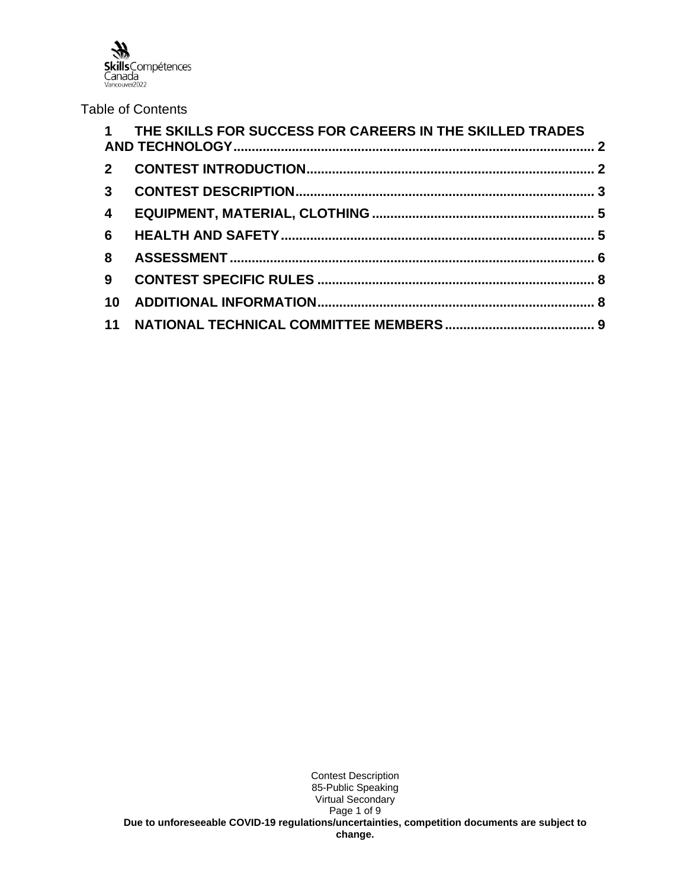Table of Contents

| | | |
|---|---|---|
| 1 | THE SKILLS FOR SUCCESS FOR CAREERS IN THE SKILLED TRADES AND TECHNOLOGY | 2 |
| 2 | CONTEST INTRODUCTION | 2 |
| 3 | CONTEST DESCRIPTION | 3 |
| 4 | EQUIPMENT, MATERIAL, CLOTHING | 5 |
| 6 | HEALTH AND SAFETY | 5 |
| 8 | ASSESSMENT | 6 |
| 9 | CONTEST SPECIFIC RULES | 8 |
| 10 | ADDITIONAL INFORMATION | 8 |
| 11 | NATIONAL TECHNICAL COMMITTEE MEMBERS | 9 |

**Due to unforeseeable COVID-19 regulations/uncertainties, competition documents are subject to change.**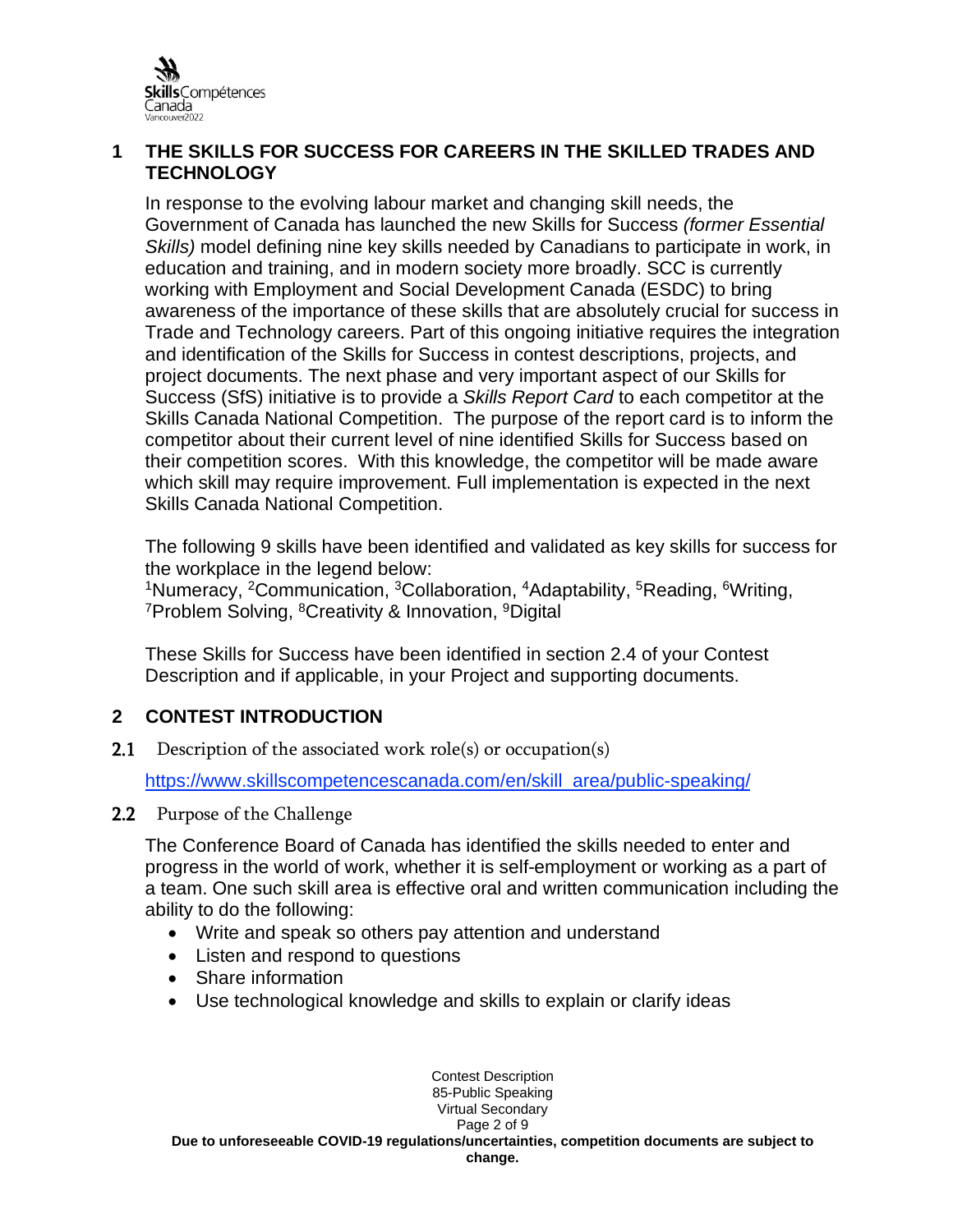## 1 THE SKILLS FOR SUCCESS FOR CAREERS IN THE SKILLED TRADES AND TECHNOLOGY

In response to the evolving labour market and changing skill needs, the Government of Canada has launched the new Skills for Success *(former Essential Skills)* model defining nine key skills needed by Canadians to participate in work, in education and training, and in modern society more broadly. SCC is currently working with Employment and Social Development Canada (ESDC) to bring awareness of the importance of these skills that are absolutely crucial for success in Trade and Technology careers. Part of this ongoing initiative requires the integration and identification of the Skills for Success in contest descriptions, projects, and project documents. The next phase and very important aspect of our Skills for Success (SfS) initiative is to provide a *Skills Report Card* to each competitor at the Skills Canada National Competition. The purpose of the report card is to inform the competitor about their current level of nine identified Skills for Success based on their competition scores. With this knowledge, the competitor will be made aware which skill may require improvement. Full implementation is expected in the next Skills Canada National Competition.

The following 9 skills have been identified and validated as key skills for success for the workplace in the legend below:
[1]Numeracy, [2]Communication, [3]Collaboration, [4]Adaptability, [5]Reading, [6]Writing, [7]Problem Solving, [8]Creativity & Innovation, [9]Digital

These Skills for Success have been identified in section 2.4 of your Contest Description and if applicable, in your Project and supporting documents.

## 2 CONTEST INTRODUCTION

### 2.1 Description of the associated work role(s) or occupation(s)

https://www.skillscompetencescanada.com/en/skill_area/public-speaking/

### 2.2 Purpose of the Challenge

The Conference Board of Canada has identified the skills needed to enter and progress in the world of work, whether it is self-employment or working as a part of a team. One such skill area is effective oral and written communication including the ability to do the following:

- Write and speak so others pay attention and understand
- Listen and respond to questions
- Share information
- Use technological knowledge and skills to explain or clarify ideas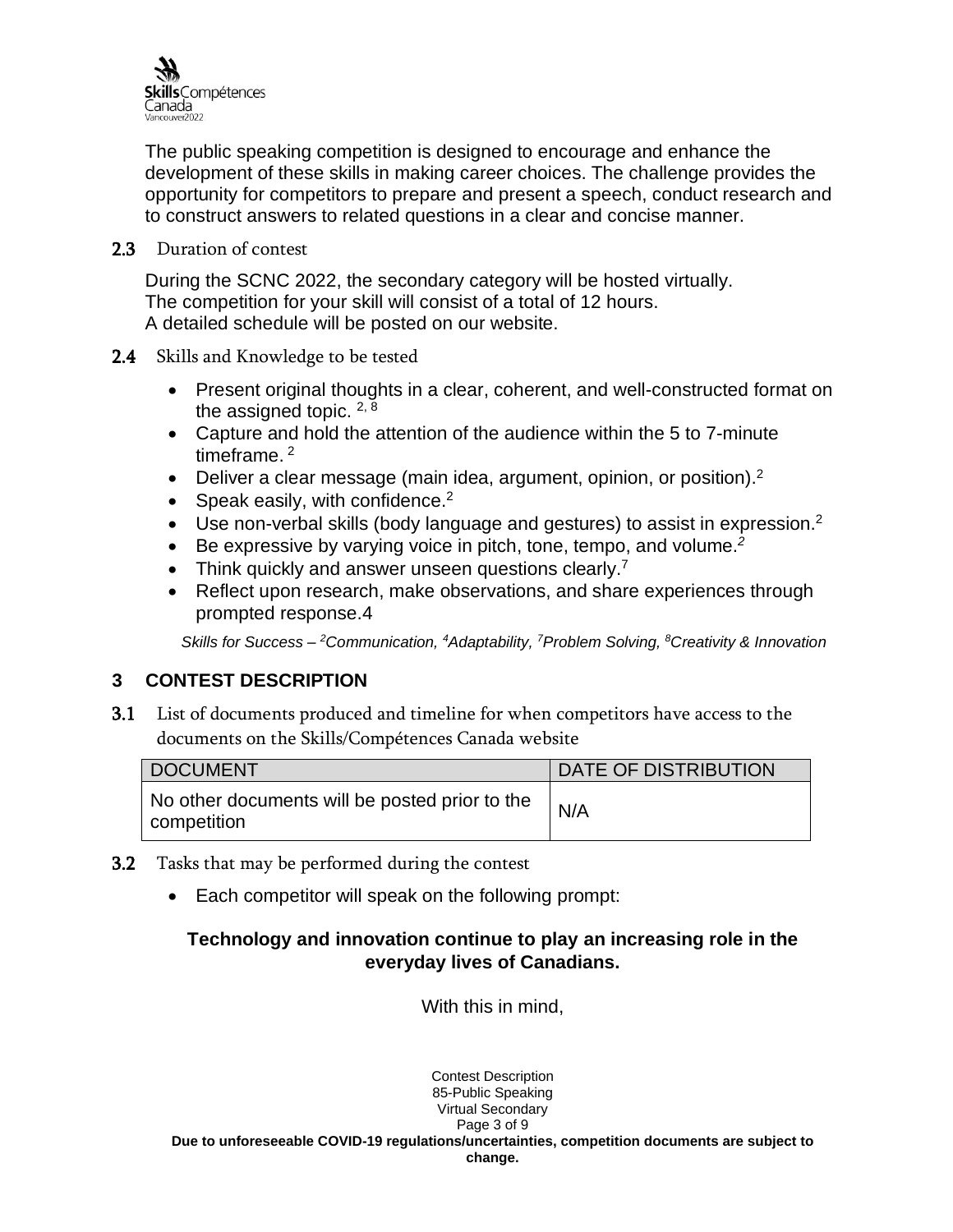The public speaking competition is designed to encourage and enhance the development of these skills in making career choices. The challenge provides the opportunity for competitors to prepare and present a speech, conduct research and to construct answers to related questions in a clear and concise manner.

### 2.3 Duration of contest

During the SCNC 2022, the secondary category will be hosted virtually.
The competition for your skill will consist of a total of 12 hours.
A detailed schedule will be posted on our website.

### 2.4 Skills and Knowledge to be tested

- Present original thoughts in a clear, coherent, and well-constructed format on the assigned topic. [2, 8]
- Capture and hold the attention of the audience within the 5 to 7-minute timeframe. [2]
- Deliver a clear message (main idea, argument, opinion, or position).[2]
- Speak easily, with confidence.[2]
- Use non-verbal skills (body language and gestures) to assist in expression.[2]
- Be expressive by varying voice in pitch, tone, tempo, and volume.[2]
- Think quickly and answer unseen questions clearly.[7]
- Reflect upon research, make observations, and share experiences through prompted response.4

*Skills for Success – [2]Communication, [4]Adaptability, [7]Problem Solving, [8]Creativity & Innovation*

## 3 CONTEST DESCRIPTION

### 3.1 List of documents produced and timeline for when competitors have access to the documents on the Skills/Compétences Canada website

| DOCUMENT | DATE OF DISTRIBUTION |
|---|---|
| No other documents will be posted prior to the competition | N/A |

### 3.2 Tasks that may be performed during the contest

- Each competitor will speak on the following prompt:

**Technology and innovation continue to play an increasing role in the everyday lives of Canadians.**

With this in mind,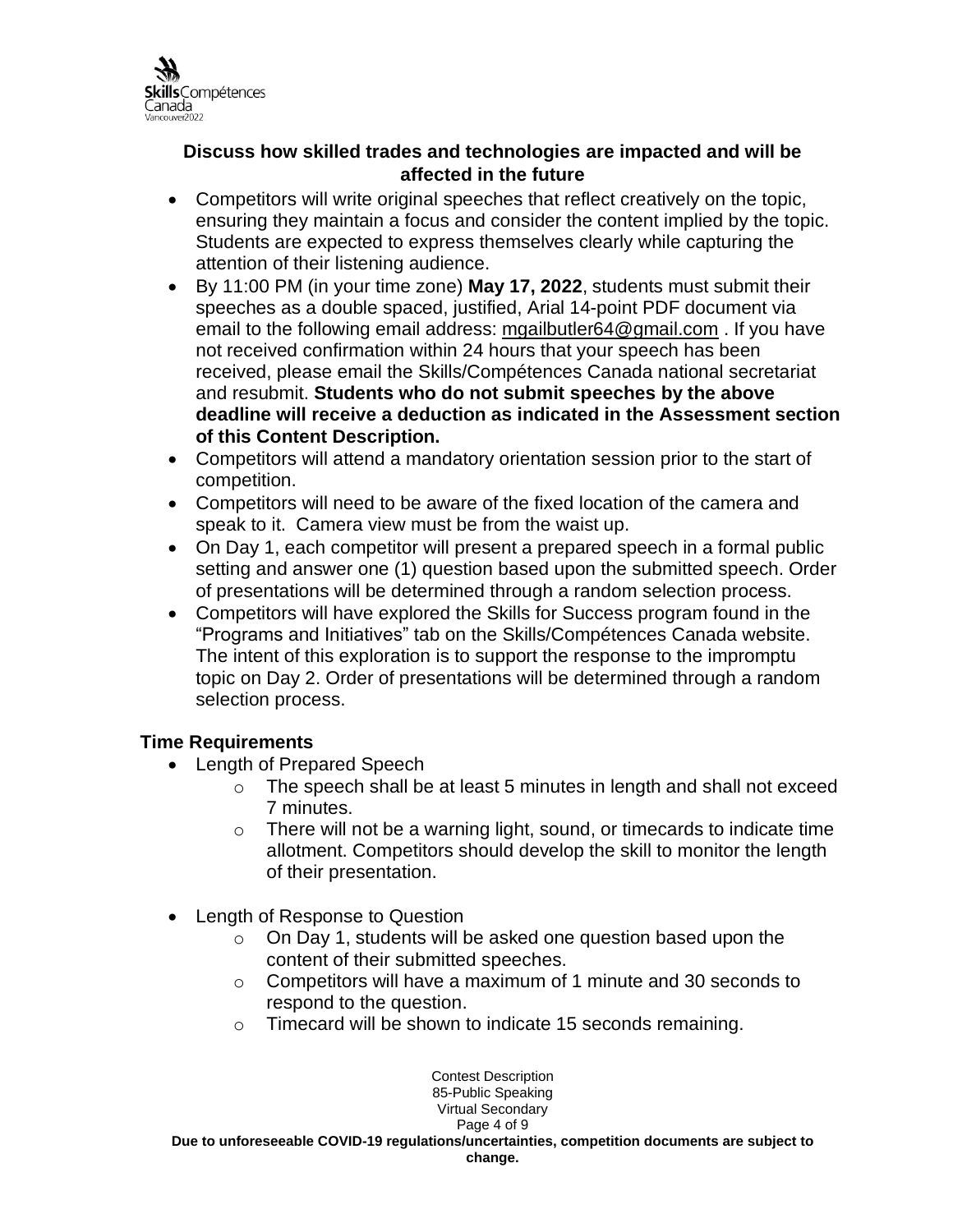**Discuss how skilled trades and technologies are impacted and will be affected in the future**

- Competitors will write original speeches that reflect creatively on the topic, ensuring they maintain a focus and consider the content implied by the topic. Students are expected to express themselves clearly while capturing the attention of their listening audience.
- By 11:00 PM (in your time zone) **May 17, 2022**, students must submit their speeches as a double spaced, justified, Arial 14-point PDF document via email to the following email address: mgailbutler64@gmail.com . If you have not received confirmation within 24 hours that your speech has been received, please email the Skills/Compétences Canada national secretariat and resubmit. **Students who do not submit speeches by the above deadline will receive a deduction as indicated in the Assessment section of this Content Description.**
- Competitors will attend a mandatory orientation session prior to the start of competition.
- Competitors will need to be aware of the fixed location of the camera and speak to it. Camera view must be from the waist up.
- On Day 1, each competitor will present a prepared speech in a formal public setting and answer one (1) question based upon the submitted speech. Order of presentations will be determined through a random selection process.
- Competitors will have explored the Skills for Success program found in the "Programs and Initiatives" tab on the Skills/Compétences Canada website. The intent of this exploration is to support the response to the impromptu topic on Day 2. Order of presentations will be determined through a random selection process.

### Time Requirements

- Length of Prepared Speech
  - The speech shall be at least 5 minutes in length and shall not exceed 7 minutes.
  - There will not be a warning light, sound, or timecards to indicate time allotment. Competitors should develop the skill to monitor the length of their presentation.
- Length of Response to Question
  - On Day 1, students will be asked one question based upon the content of their submitted speeches.
  - Competitors will have a maximum of 1 minute and 30 seconds to respond to the question.
  - Timecard will be shown to indicate 15 seconds remaining.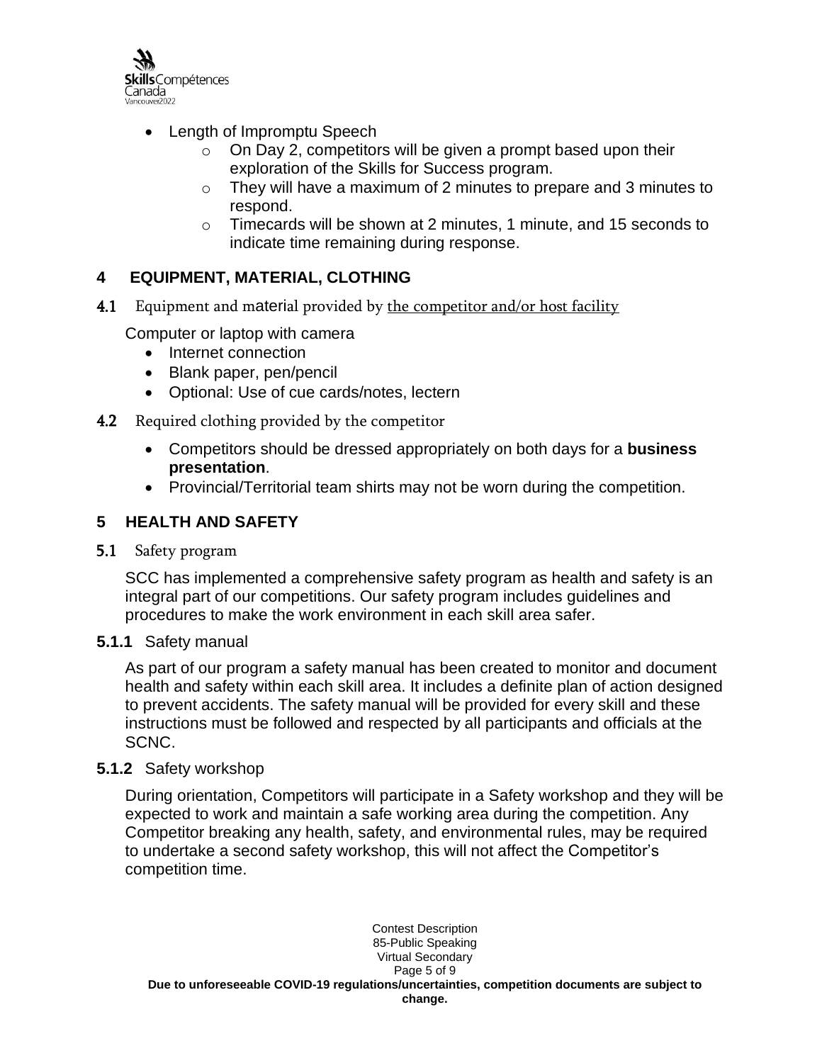- Length of Impromptu Speech
  - On Day 2, competitors will be given a prompt based upon their exploration of the Skills for Success program.
  - They will have a maximum of 2 minutes to prepare and 3 minutes to respond.
  - Timecards will be shown at 2 minutes, 1 minute, and 15 seconds to indicate time remaining during response.

## 4 EQUIPMENT, MATERIAL, CLOTHING

### 4.1 Equipment and material provided by the competitor and/or host facility

Computer or laptop with camera

- Internet connection
- Blank paper, pen/pencil
- Optional: Use of cue cards/notes, lectern

### 4.2 Required clothing provided by the competitor

- Competitors should be dressed appropriately on both days for a **business presentation**.
- Provincial/Territorial team shirts may not be worn during the competition.

## 5 HEALTH AND SAFETY

### 5.1 Safety program

SCC has implemented a comprehensive safety program as health and safety is an integral part of our competitions. Our safety program includes guidelines and procedures to make the work environment in each skill area safer.

#### 5.1.1 Safety manual

As part of our program a safety manual has been created to monitor and document health and safety within each skill area. It includes a definite plan of action designed to prevent accidents. The safety manual will be provided for every skill and these instructions must be followed and respected by all participants and officials at the SCNC.

#### 5.1.2 Safety workshop

During orientation, Competitors will participate in a Safety workshop and they will be expected to work and maintain a safe working area during the competition. Any Competitor breaking any health, safety, and environmental rules, may be required to undertake a second safety workshop, this will not affect the Competitor's competition time.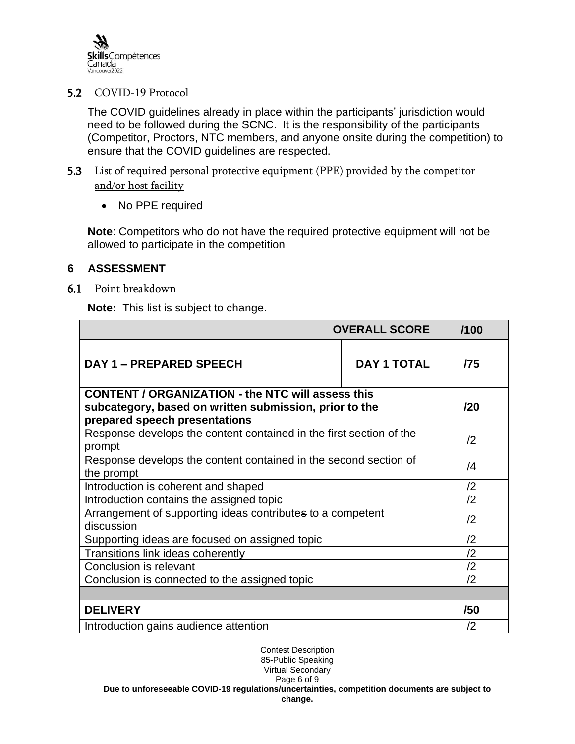### 5.2 COVID-19 Protocol

The COVID guidelines already in place within the participants' jurisdiction would need to be followed during the SCNC. It is the responsibility of the participants (Competitor, Proctors, NTC members, and anyone onsite during the competition) to ensure that the COVID guidelines are respected.

### 5.3 List of required personal protective equipment (PPE) provided by the competitor and/or host facility

- No PPE required

**Note**: Competitors who do not have the required protective equipment will not be allowed to participate in the competition

## 6 ASSESSMENT

### 6.1 Point breakdown

**Note:** This list is subject to change.

| **OVERALL SCORE** | | **/100** |
|---|---|---|
| **DAY 1 – PREPARED SPEECH** | **DAY 1 TOTAL** | **/75** |
| **CONTENT / ORGANIZATION - the NTC will assess this subcategory, based on written submission, prior to the prepared speech presentations** | | **/20** |
| Response develops the content contained in the first section of the prompt | | /2 |
| Response develops the content contained in the second section of the prompt | | /4 |
| Introduction is coherent and shaped | | /2 |
| Introduction contains the assigned topic | | /2 |
| Arrangement of supporting ideas contributes to a competent discussion | | /2 |
| Supporting ideas are focused on assigned topic | | /2 |
| Transitions link ideas coherently | | /2 |
| Conclusion is relevant | | /2 |
| Conclusion is connected to the assigned topic | | /2 |
| | | |
| **DELIVERY** | | **/50** |
| Introduction gains audience attention | | /2 |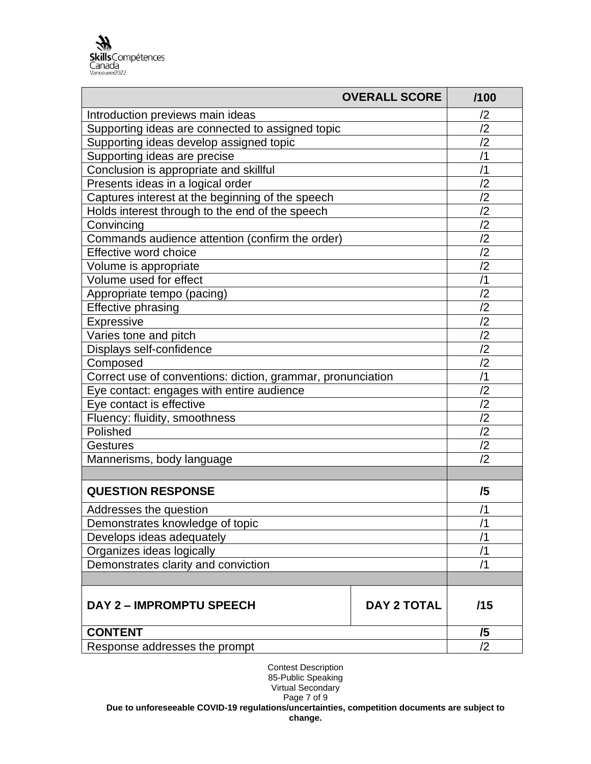| OVERALL SCORE | /100 |
|---|---|
| Introduction previews main ideas | /2 |
| Supporting ideas are connected to assigned topic | /2 |
| Supporting ideas develop assigned topic | /2 |
| Supporting ideas are precise | /1 |
| Conclusion is appropriate and skillful | /1 |
| Presents ideas in a logical order | /2 |
| Captures interest at the beginning of the speech | /2 |
| Holds interest through to the end of the speech | /2 |
| Convincing | /2 |
| Commands audience attention (confirm the order) | /2 |
| Effective word choice | /2 |
| Volume is appropriate | /2 |
| Volume used for effect | /1 |
| Appropriate tempo (pacing) | /2 |
| Effective phrasing | /2 |
| Expressive | /2 |
| Varies tone and pitch | /2 |
| Displays self-confidence | /2 |
| Composed | /2 |
| Correct use of conventions: diction, grammar, pronunciation | /1 |
| Eye contact: engages with entire audience | /2 |
| Eye contact is effective | /2 |
| Fluency: fluidity, smoothness | /2 |
| Polished | /2 |
| Gestures | /2 |
| Mannerisms, body language | /2 |
| | |
| **QUESTION RESPONSE** | **/5** |
| Addresses the question | /1 |
| Demonstrates knowledge of topic | /1 |
| Develops ideas adequately | /1 |
| Organizes ideas logically | /1 |
| Demonstrates clarity and conviction | /1 |
| | |
| **DAY 2 – IMPROMPTU SPEECH** &nbsp;&nbsp; **DAY 2 TOTAL** | **/15** |
| **CONTENT** | **/5** |
| Response addresses the prompt | /2 |

Contest Description
85-Public Speaking
Virtual Secondary

**Due to unforeseeable COVID-19 regulations/uncertainties, competition documents are subject to change.**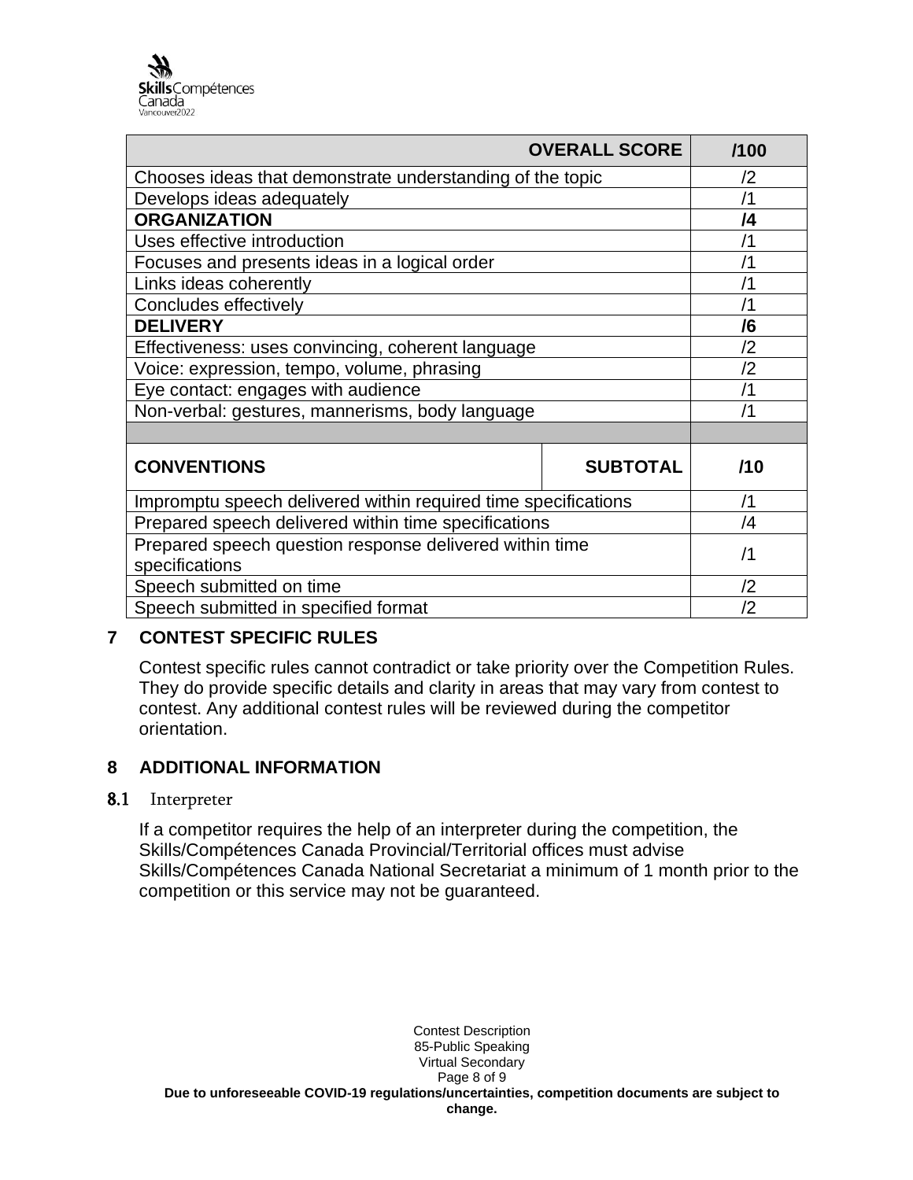| OVERALL SCORE | | /100 |
|---|---|---|
| Chooses ideas that demonstrate understanding of the topic | | /2 |
| Develops ideas adequately | | /1 |
| **ORGANIZATION** | | **/4** |
| Uses effective introduction | | /1 |
| Focuses and presents ideas in a logical order | | /1 |
| Links ideas coherently | | /1 |
| Concludes effectively | | /1 |
| **DELIVERY** | | **/6** |
| Effectiveness: uses convincing, coherent language | | /2 |
| Voice: expression, tempo, volume, phrasing | | /2 |
| Eye contact: engages with audience | | /1 |
| Non-verbal: gestures, mannerisms, body language | | /1 |
| | | |
| **CONVENTIONS** | **SUBTOTAL** | **/10** |
| Impromptu speech delivered within required time specifications | | /1 |
| Prepared speech delivered within time specifications | | /4 |
| Prepared speech question response delivered within time specifications | | /1 |
| Speech submitted on time | | /2 |
| Speech submitted in specified format | | /2 |

## 7 CONTEST SPECIFIC RULES

Contest specific rules cannot contradict or take priority over the Competition Rules. They do provide specific details and clarity in areas that may vary from contest to contest. Any additional contest rules will be reviewed during the competitor orientation.

## 8 ADDITIONAL INFORMATION

### 8.1 Interpreter

If a competitor requires the help of an interpreter during the competition, the Skills/Compétences Canada Provincial/Territorial offices must advise Skills/Compétences Canada National Secretariat a minimum of 1 month prior to the competition or this service may not be guaranteed.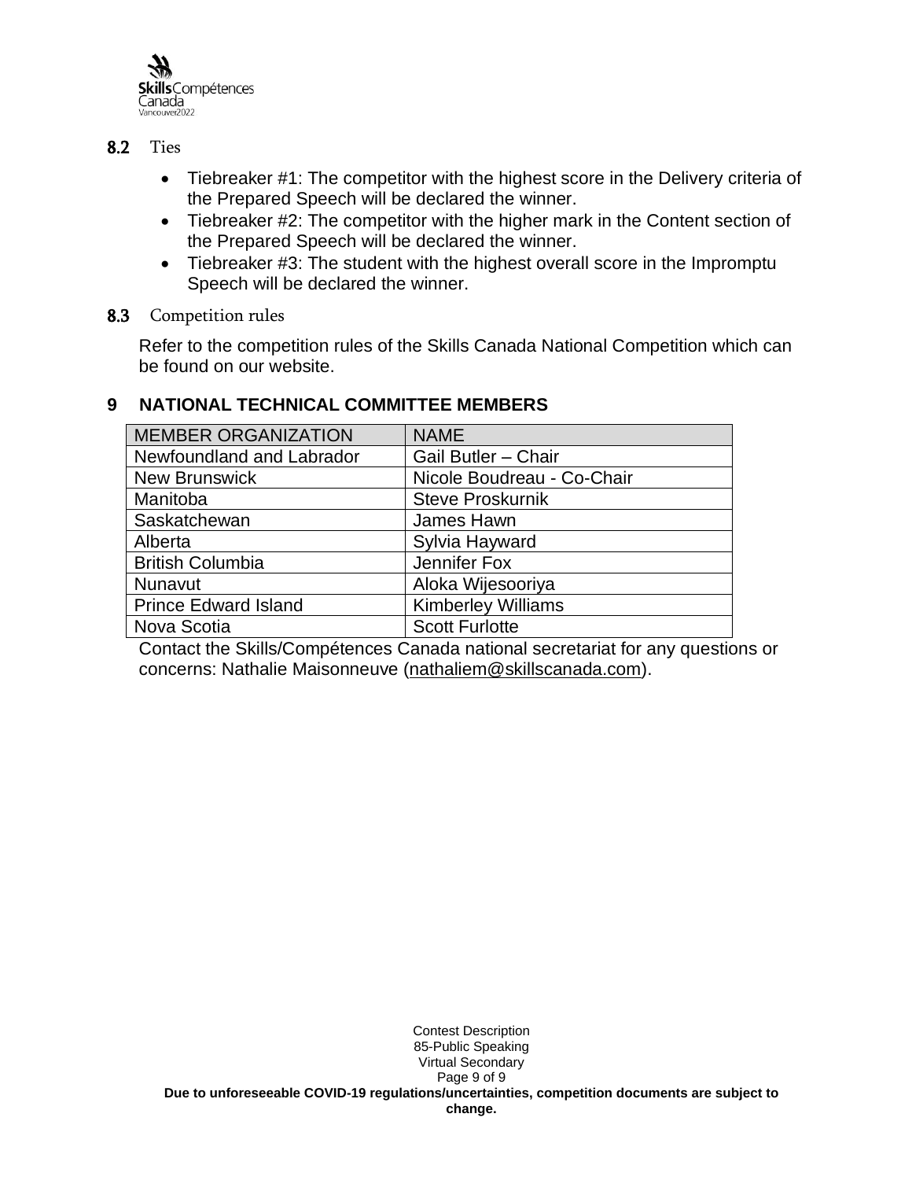### 8.2 Ties

- Tiebreaker #1: The competitor with the highest score in the Delivery criteria of the Prepared Speech will be declared the winner.
- Tiebreaker #2: The competitor with the higher mark in the Content section of the Prepared Speech will be declared the winner.
- Tiebreaker #3: The student with the highest overall score in the Impromptu Speech will be declared the winner.

### 8.3 Competition rules

Refer to the competition rules of the Skills Canada National Competition which can be found on our website.

## 9 NATIONAL TECHNICAL COMMITTEE MEMBERS

| MEMBER ORGANIZATION | NAME |
|---|---|
| Newfoundland and Labrador | Gail Butler – Chair |
| New Brunswick | Nicole Boudreau - Co-Chair |
| Manitoba | Steve Proskurnik |
| Saskatchewan | James Hawn |
| Alberta | Sylvia Hayward |
| British Columbia | Jennifer Fox |
| Nunavut | Aloka Wijesooriya |
| Prince Edward Island | Kimberley Williams |
| Nova Scotia | Scott Furlotte |

Contact the Skills/Compétences Canada national secretariat for any questions or concerns: Nathalie Maisonneuve (nathaliem@skillscanada.com).